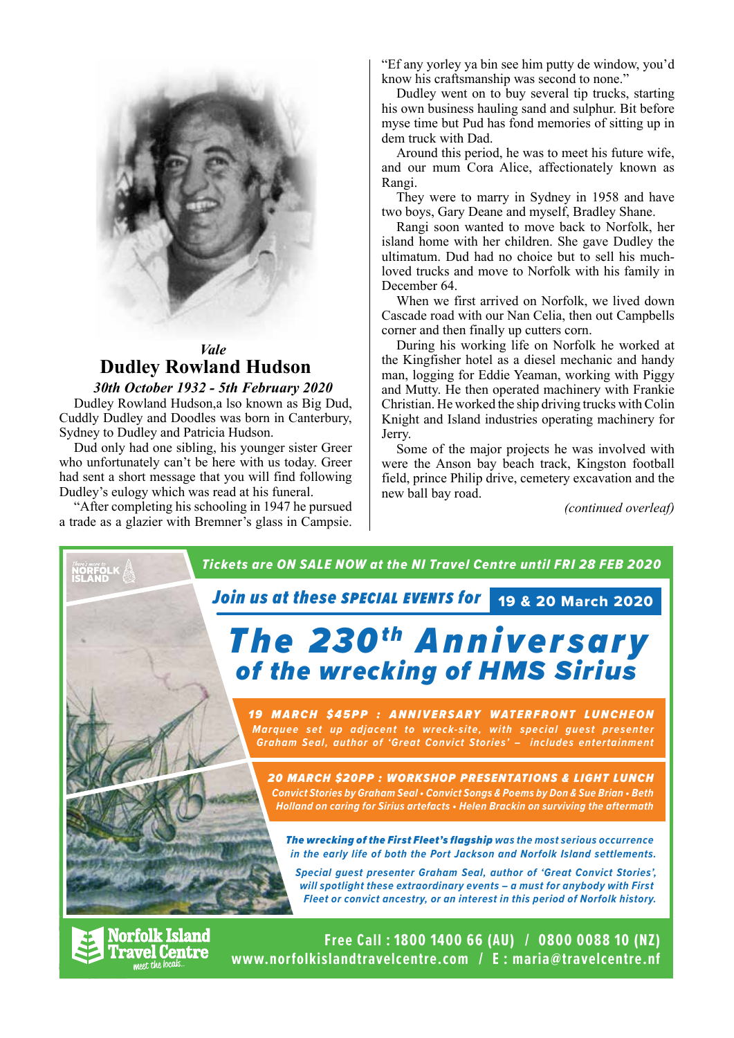*Vale*

## Dudley Rowland Hudson

***30th October 1932 - 5th February 2020***

Dudley Rowland Hudson,a lso known as Big Dud, Cuddly Dudley and Doodles was born in Canterbury, Sydney to Dudley and Patricia Hudson.

Dud only had one sibling, his younger sister Greer who unfortunately can't be here with us today. Greer had sent a short message that you will find following Dudley's eulogy which was read at his funeral.

"After completing his schooling in 1947 he pursued a trade as a glazier with Bremner's glass in Campsie. "Ef any yorley ya bin see him putty de window, you'd know his craftsmanship was second to none."

Dudley went on to buy several tip trucks, starting his own business hauling sand and sulphur. Bit before myse time but Pud has fond memories of sitting up in dem truck with Dad.

Around this period, he was to meet his future wife, and our mum Cora Alice, affectionately known as Rangi.

They were to marry in Sydney in 1958 and have two boys, Gary Deane and myself, Bradley Shane.

Rangi soon wanted to move back to Norfolk, her island home with her children. She gave Dudley the ultimatum. Dud had no choice but to sell his much-loved trucks and move to Norfolk with his family in December 64.

When we first arrived on Norfolk, we lived down Cascade road with our Nan Celia, then out Campbells corner and then finally up cutters corn.

During his working life on Norfolk he worked at the Kingfisher hotel as a diesel mechanic and handy man, logging for Eddie Yeaman, working with Piggy and Mutty. He then operated machinery with Frankie Christian. He worked the ship driving trucks with Colin Knight and Island industries operating machinery for Jerry.

Some of the major projects he was involved with were the Anson bay beach track, Kingston football field, prince Philip drive, cemetery excavation and the new ball bay road.

*(continued overleaf)*

---

There's more to NORFOLK ISLAND

***Tickets are ON SALE NOW at the NI Travel Centre until FRI 28 FEB 2020***

***Join us at these SPECIAL EVENTS for*** **19 & 20 March 2020**

# *The 230th Anniversary of the wrecking of HMS Sirius*

***19 MARCH $45PP : ANNIVERSARY WATERFRONT LUNCHEON***
*Marquee set up adjacent to wreck-site, with special guest presenter Graham Seal, author of 'Great Convict Stories' – includes entertainment*

***20 MARCH $20PP : WORKSHOP PRESENTATIONS & LIGHT LUNCH***
*Convict Stories by Graham Seal • Convict Songs & Poems by Don & Sue Brian • Beth Holland on caring for Sirius artefacts • Helen Brackin on surviving the aftermath*

***The wrecking of the First Fleet's flagship** was the most serious occurrence in the early life of both the Port Jackson and Norfolk Island settlements.*

*Special guest presenter Graham Seal, author of 'Great Convict Stories', will spotlight these extraordinary events – a must for anybody with First Fleet or convict ancestry, or an interest in this period of Norfolk history.*

**Norfolk Island Travel Centre** *meet the locals...*

**Free Call : 1800 1400 66 (AU) / 0800 0088 10 (NZ)**
**www.norfolkislandtravelcentre.com / E : maria@travelcentre.nf**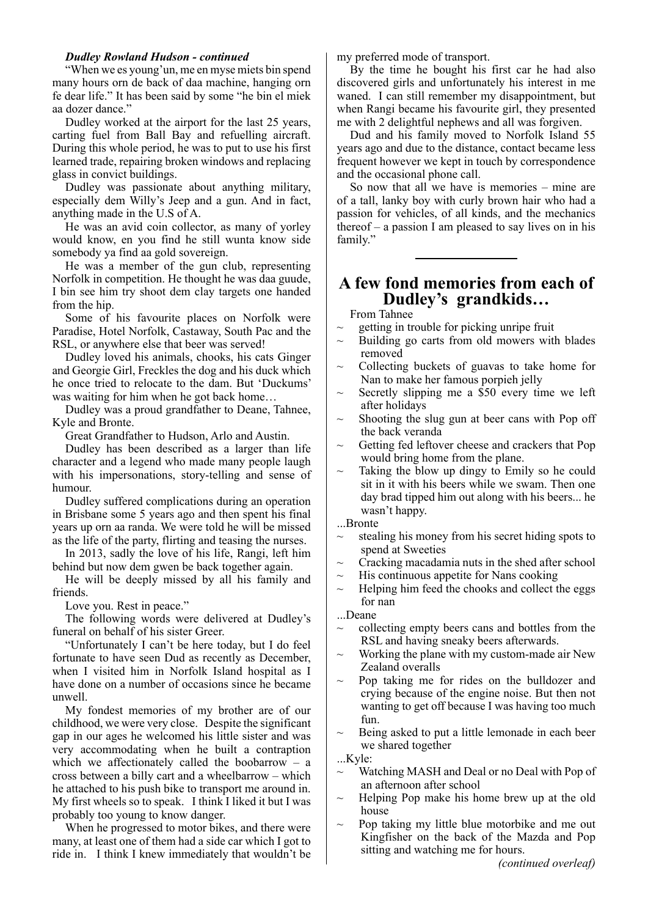***Dudley Rowland Hudson - continued***

"When we es young'un, me en myse miets bin spend many hours orn de back of daa machine, hanging orn fe dear life." It has been said by some "he bin el miek aa dozer dance."

Dudley worked at the airport for the last 25 years, carting fuel from Ball Bay and refuelling aircraft. During this whole period, he was to put to use his first learned trade, repairing broken windows and replacing glass in convict buildings.

Dudley was passionate about anything military, especially dem Willy's Jeep and a gun. And in fact, anything made in the U.S of A.

He was an avid coin collector, as many of yorley would know, en you find he still wunta know side somebody ya find aa gold sovereign.

He was a member of the gun club, representing Norfolk in competition. He thought he was daa guude, I bin see him try shoot dem clay targets one handed from the hip.

Some of his favourite places on Norfolk were Paradise, Hotel Norfolk, Castaway, South Pac and the RSL, or anywhere else that beer was served!

Dudley loved his animals, chooks, his cats Ginger and Georgie Girl, Freckles the dog and his duck which he once tried to relocate to the dam. But 'Duckums' was waiting for him when he got back home…

Dudley was a proud grandfather to Deane, Tahnee, Kyle and Bronte.

Great Grandfather to Hudson, Arlo and Austin.

Dudley has been described as a larger than life character and a legend who made many people laugh with his impersonations, story-telling and sense of humour.

Dudley suffered complications during an operation in Brisbane some 5 years ago and then spent his final years up orn aa randa. We were told he will be missed as the life of the party, flirting and teasing the nurses.

In 2013, sadly the love of his life, Rangi, left him behind but now dem gwen be back together again.

He will be deeply missed by all his family and friends.

Love you. Rest in peace."

The following words were delivered at Dudley's funeral on behalf of his sister Greer.

"Unfortunately I can't be here today, but I do feel fortunate to have seen Dud as recently as December, when I visited him in Norfolk Island hospital as I have done on a number of occasions since he became unwell.

My fondest memories of my brother are of our childhood, we were very close. Despite the significant gap in our ages he welcomed his little sister and was very accommodating when he built a contraption which we affectionately called the boobarrow – a cross between a billy cart and a wheelbarrow – which he attached to his push bike to transport me around in. My first wheels so to speak. I think I liked it but I was probably too young to know danger.

When he progressed to motor bikes, and there were many, at least one of them had a side car which I got to ride in. I think I knew immediately that wouldn't be my preferred mode of transport.

By the time he bought his first car he had also discovered girls and unfortunately his interest in me waned. I can still remember my disappointment, but when Rangi became his favourite girl, they presented me with 2 delightful nephews and all was forgiven.

Dud and his family moved to Norfolk Island 55 years ago and due to the distance, contact became less frequent however we kept in touch by correspondence and the occasional phone call.

So now that all we have is memories – mine are of a tall, lanky boy with curly brown hair who had a passion for vehicles, of all kinds, and the mechanics thereof – a passion I am pleased to say lives on in his family."

---

## A few fond memories from each of Dudley's grandkids…

From Tahnee

~ getting in trouble for picking unripe fruit
~ Building go carts from old mowers with blades removed
~ Collecting buckets of guavas to take home for Nan to make her famous porpieh jelly
~ Secretly slipping me a $50 every time we left after holidays
~ Shooting the slug gun at beer cans with Pop off the back veranda
~ Getting fed leftover cheese and crackers that Pop would bring home from the plane.
~ Taking the blow up dingy to Emily so he could sit in it with his beers while we swam. Then one day brad tipped him out along with his beers... he wasn't happy.

...Bronte

~ stealing his money from his secret hiding spots to spend at Sweeties
~ Cracking macadamia nuts in the shed after school
~ His continuous appetite for Nans cooking
~ Helping him feed the chooks and collect the eggs for nan

...Deane

~ collecting empty beers cans and bottles from the RSL and having sneaky beers afterwards.
~ Working the plane with my custom-made air New Zealand overalls
~ Pop taking me for rides on the bulldozer and crying because of the engine noise. But then not wanting to get off because I was having too much fun.
~ Being asked to put a little lemonade in each beer we shared together

...Kyle:

~ Watching MASH and Deal or no Deal with Pop of an afternoon after school
~ Helping Pop make his home brew up at the old house
~ Pop taking my little blue motorbike and me out Kingfisher on the back of the Mazda and Pop sitting and watching me for hours.

*(continued overleaf)*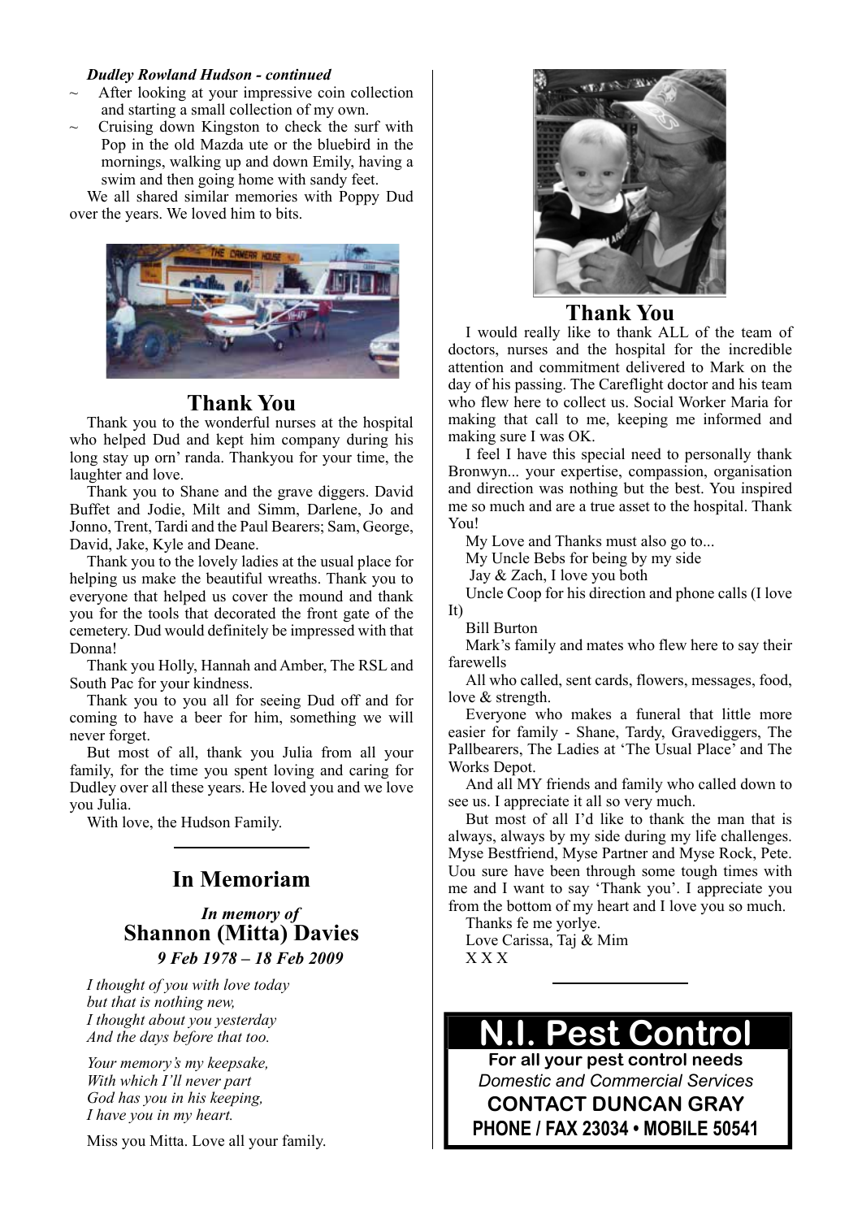***Dudley Rowland Hudson - continued***

~ After looking at your impressive coin collection and starting a small collection of my own.

~ Cruising down Kingston to check the surf with Pop in the old Mazda ute or the bluebird in the mornings, walking up and down Emily, having a swim and then going home with sandy feet.

We all shared similar memories with Poppy Dud over the years. We loved him to bits.

## Thank You

Thank you to the wonderful nurses at the hospital who helped Dud and kept him company during his long stay up orn' randa. Thankyou for your time, the laughter and love.

Thank you to Shane and the grave diggers. David Buffet and Jodie, Milt and Simm, Darlene, Jo and Jonno, Trent, Tardi and the Paul Bearers; Sam, George, David, Jake, Kyle and Deane.

Thank you to the lovely ladies at the usual place for helping us make the beautiful wreaths. Thank you to everyone that helped us cover the mound and thank you for the tools that decorated the front gate of the cemetery. Dud would definitely be impressed with that Donna!

Thank you Holly, Hannah and Amber, The RSL and South Pac for your kindness.

Thank you to you all for seeing Dud off and for coming to have a beer for him, something we will never forget.

But most of all, thank you Julia from all your family, for the time you spent loving and caring for Dudley over all these years. He loved you and we love you Julia.

With love, the Hudson Family.

---

## In Memoriam

*In memory of*

**Shannon (Mitta) Davies**

***9 Feb 1978 – 18 Feb 2009***

*I thought of you with love today*
*but that is nothing new,*
*I thought about you yesterday*
*And the days before that too.*

*Your memory's my keepsake,*
*With which I'll never part*
*God has you in his keeping,*
*I have you in my heart.*

Miss you Mitta. Love all your family.

## Thank You

I would really like to thank ALL of the team of doctors, nurses and the hospital for the incredible attention and commitment delivered to Mark on the day of his passing. The Careflight doctor and his team who flew here to collect us. Social Worker Maria for making that call to me, keeping me informed and making sure I was OK.

I feel I have this special need to personally thank Bronwyn... your expertise, compassion, organisation and direction was nothing but the best. You inspired me so much and are a true asset to the hospital. Thank You!

My Love and Thanks must also go to...

My Uncle Bebs for being by my side

Jay & Zach, I love you both

Uncle Coop for his direction and phone calls (I love It)

Bill Burton

Mark's family and mates who flew here to say their farewells

All who called, sent cards, flowers, messages, food, love & strength.

Everyone who makes a funeral that little more easier for family - Shane, Tardy, Gravediggers, The Pallbearers, The Ladies at 'The Usual Place' and The Works Depot.

And all MY friends and family who called down to see us. I appreciate it all so very much.

But most of all I'd like to thank the man that is always, always by my side during my life challenges. Myse Bestfriend, Myse Partner and Myse Rock, Pete. Uou sure have been through some tough times with me and I want to say 'Thank you'. I appreciate you from the bottom of my heart and I love you so much.

Thanks fe me yorlye.

Love Carissa, Taj & Mim

X X X

---

# N.I. Pest Control

**For all your pest control needs**

*Domestic and Commercial Services*

**CONTACT DUNCAN GRAY**

**PHONE / FAX 23034 • MOBILE 50541**